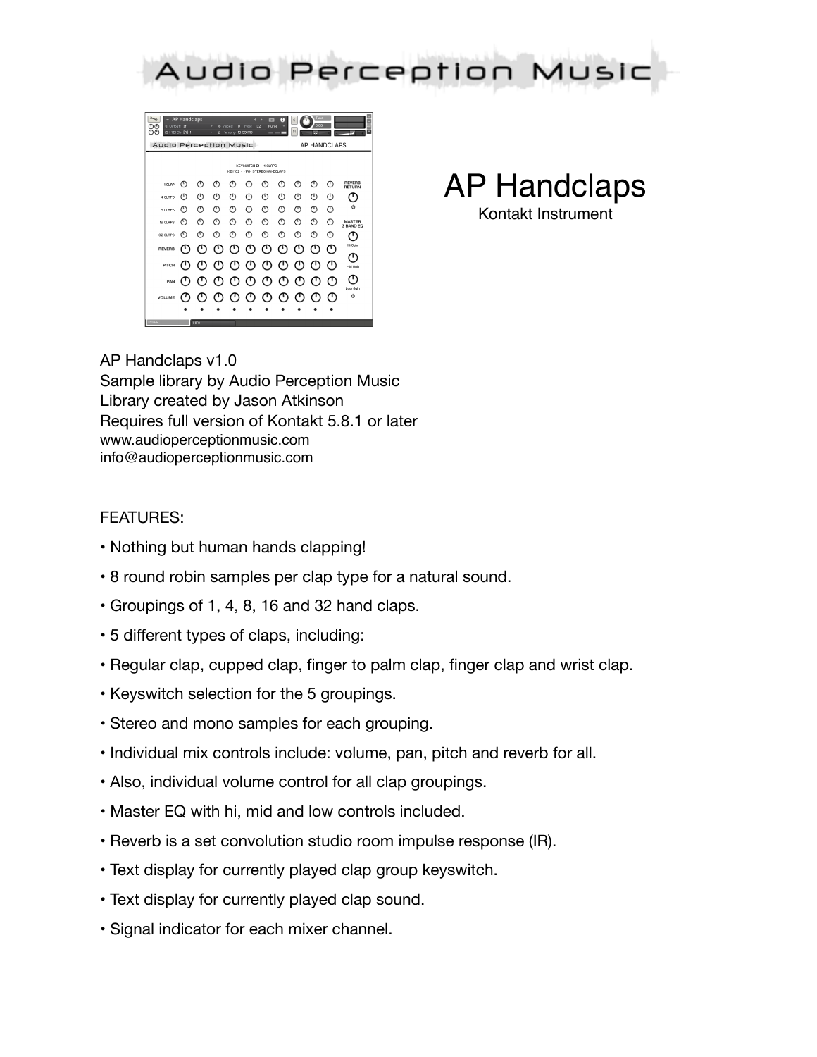# Audio Perception Music

# AP Handclaps

Kontakt Instrument

AP Handclaps v1.0
Sample library by Audio Perception Music
Library created by Jason Atkinson
Requires full version of Kontakt 5.8.1 or later
www.audioperceptionmusic.com
info@audioperceptionmusic.com

FEATURES:

- Nothing but human hands clapping!
- 8 round robin samples per clap type for a natural sound.
- Groupings of 1, 4, 8, 16 and 32 hand claps.
- 5 different types of claps, including:
- Regular clap, cupped clap, finger to palm clap, finger clap and wrist clap.
- Keyswitch selection for the 5 groupings.
- Stereo and mono samples for each grouping.
- Individual mix controls include: volume, pan, pitch and reverb for all.
- Also, individual volume control for all clap groupings.
- Master EQ with hi, mid and low controls included.
- Reverb is a set convolution studio room impulse response (IR).
- Text display for currently played clap group keyswitch.
- Text display for currently played clap sound.
- Signal indicator for each mixer channel.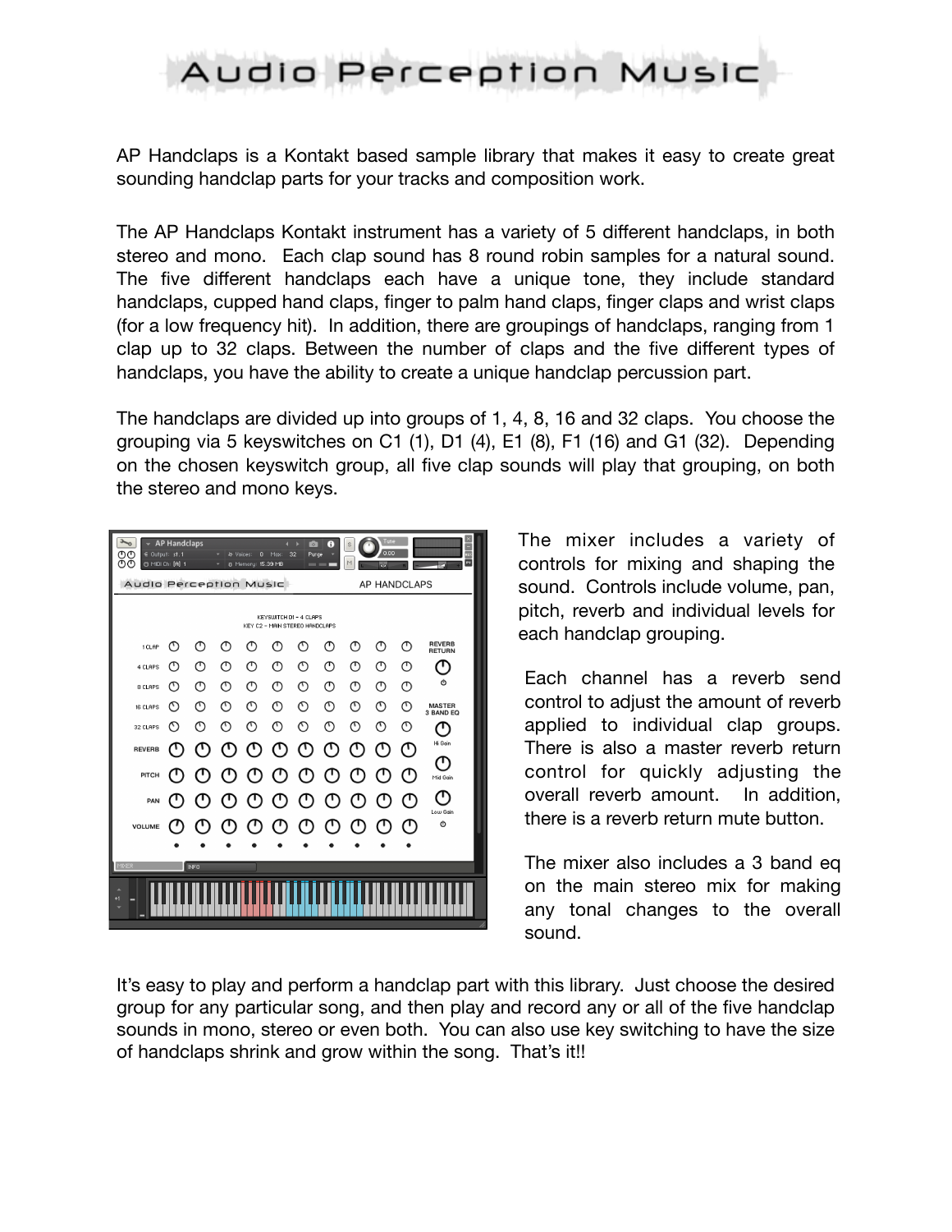# Audio Perception Music

AP Handclaps is a Kontakt based sample library that makes it easy to create great sounding handclap parts for your tracks and composition work.

The AP Handclaps Kontakt instrument has a variety of 5 different handclaps, in both stereo and mono. Each clap sound has 8 round robin samples for a natural sound. The five different handclaps each have a unique tone, they include standard handclaps, cupped hand claps, finger to palm hand claps, finger claps and wrist claps (for a low frequency hit). In addition, there are groupings of handclaps, ranging from 1 clap up to 32 claps. Between the number of claps and the five different types of handclaps, you have the ability to create a unique handclap percussion part.

The handclaps are divided up into groups of 1, 4, 8, 16 and 32 claps. You choose the grouping via 5 keyswitches on C1 (1), D1 (4), E1 (8), F1 (16) and G1 (32). Depending on the chosen keyswitch group, all five clap sounds will play that grouping, on both the stereo and mono keys.

The mixer includes a variety of controls for mixing and shaping the sound. Controls include volume, pan, pitch, reverb and individual levels for each handclap grouping.

Each channel has a reverb send control to adjust the amount of reverb applied to individual clap groups. There is also a master reverb return control for quickly adjusting the overall reverb amount. In addition, there is a reverb return mute button.

The mixer also includes a 3 band eq on the main stereo mix for making any tonal changes to the overall sound.

It's easy to play and perform a handclap part with this library. Just choose the desired group for any particular song, and then play and record any or all of the five handclap sounds in mono, stereo or even both. You can also use key switching to have the size of handclaps shrink and grow within the song. That's it!!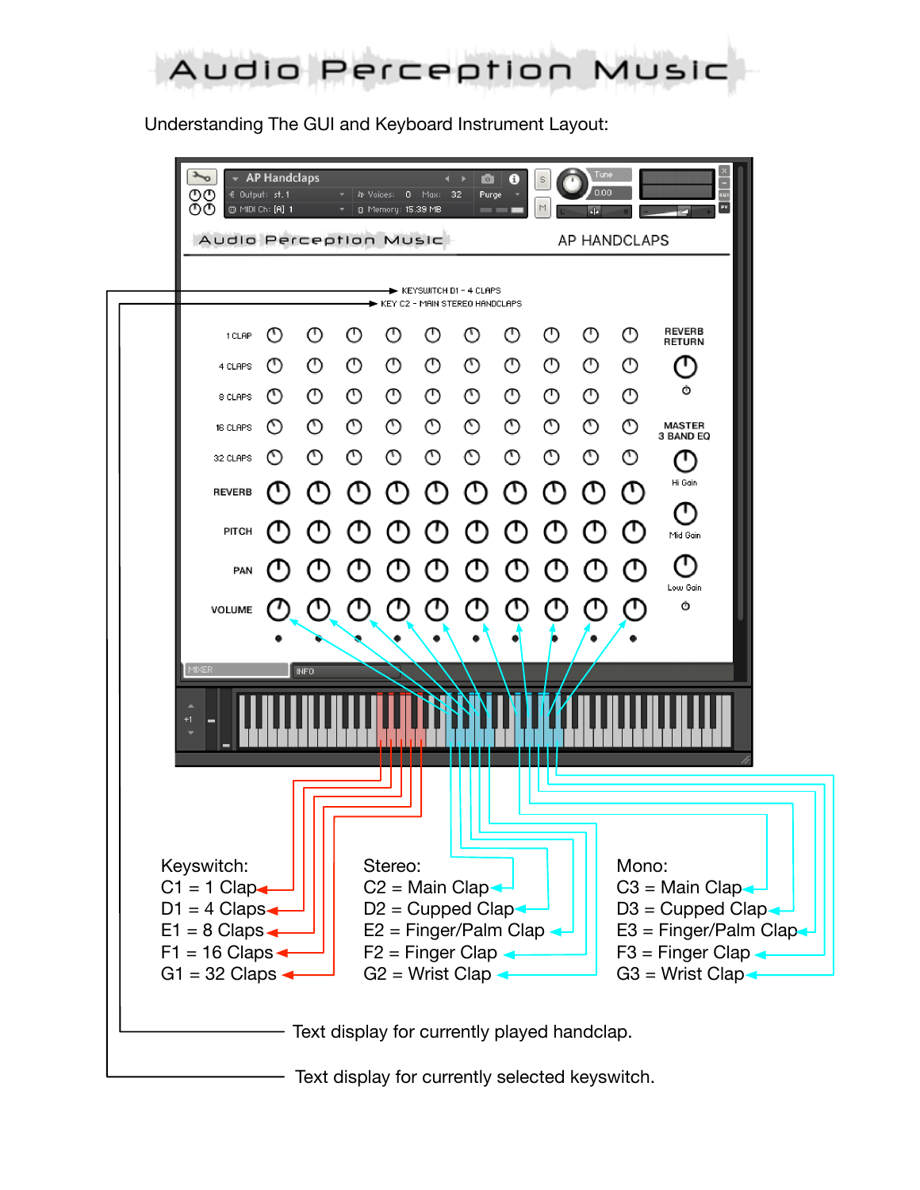# Audio Perception Music

Understanding The GUI and Keyboard Instrument Layout:

Keyswitch:
- C1 = 1 Clap
- D1 = 4 Claps
- E1 = 8 Claps
- F1 = 16 Claps
- G1 = 32 Claps

Stereo:
- C2 = Main Clap
- D2 = Cupped Clap
- E2 = Finger/Palm Clap
- F2 = Finger Clap
- G2 = Wrist Clap

Mono:
- C3 = Main Clap
- D3 = Cupped Clap
- E3 = Finger/Palm Clap
- F3 = Finger Clap
- G3 = Wrist Clap

Text display for currently played handclap.

Text display for currently selected keyswitch.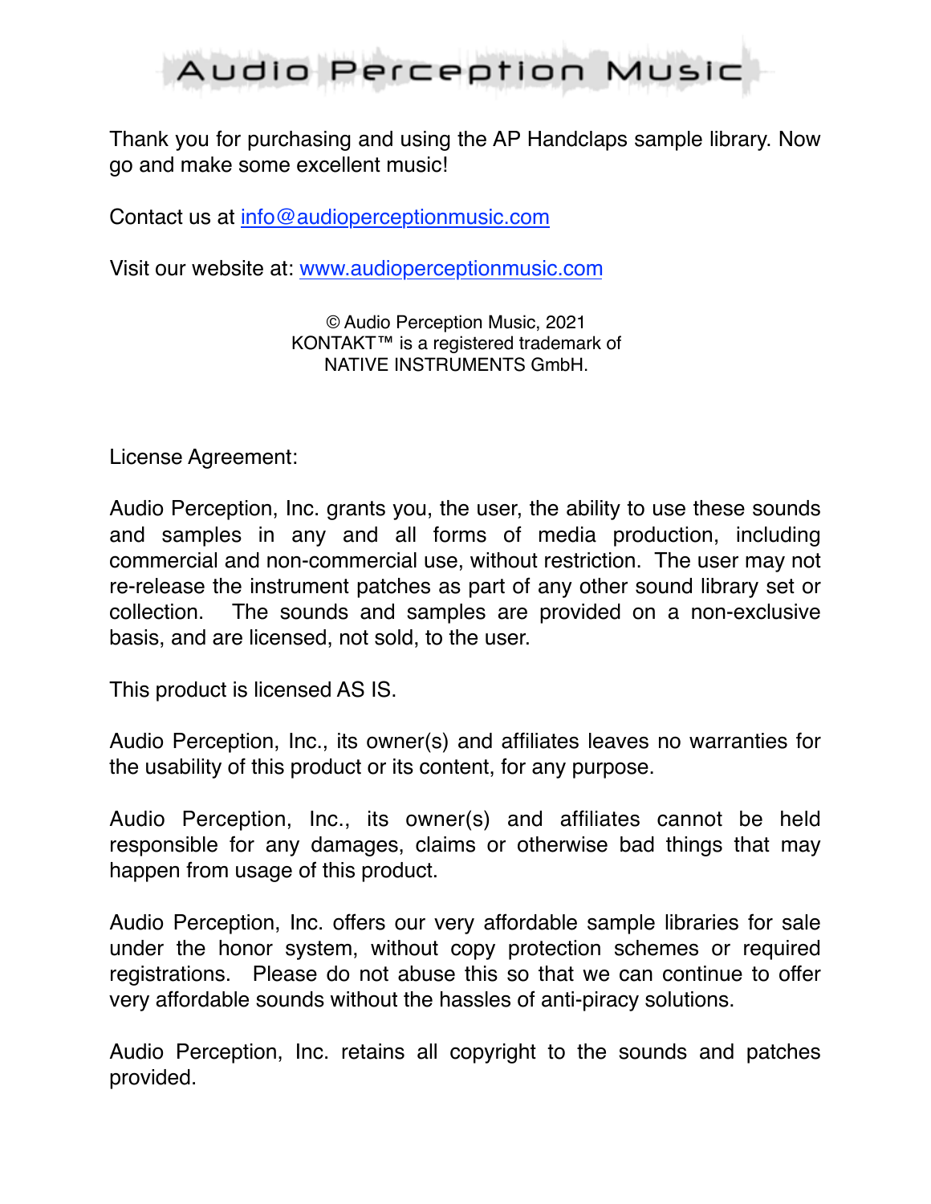# Audio Perception Music

Thank you for purchasing and using the AP Handclaps sample library. Now go and make some excellent music!

Contact us at [info@audioperceptionmusic.com](mailto:info@audioperceptionmusic.com)

Visit our website at: [www.audioperceptionmusic.com](http://www.audioperceptionmusic.com)

© Audio Perception Music, 2021
KONTAKT™ is a registered trademark of
NATIVE INSTRUMENTS GmbH.

License Agreement:

Audio Perception, Inc. grants you, the user, the ability to use these sounds and samples in any and all forms of media production, including commercial and non-commercial use, without restriction. The user may not re-release the instrument patches as part of any other sound library set or collection. The sounds and samples are provided on a non-exclusive basis, and are licensed, not sold, to the user.

This product is licensed AS IS.

Audio Perception, Inc., its owner(s) and affiliates leaves no warranties for the usability of this product or its content, for any purpose.

Audio Perception, Inc., its owner(s) and affiliates cannot be held responsible for any damages, claims or otherwise bad things that may happen from usage of this product.

Audio Perception, Inc. offers our very affordable sample libraries for sale under the honor system, without copy protection schemes or required registrations. Please do not abuse this so that we can continue to offer very affordable sounds without the hassles of anti-piracy solutions.

Audio Perception, Inc. retains all copyright to the sounds and patches provided.